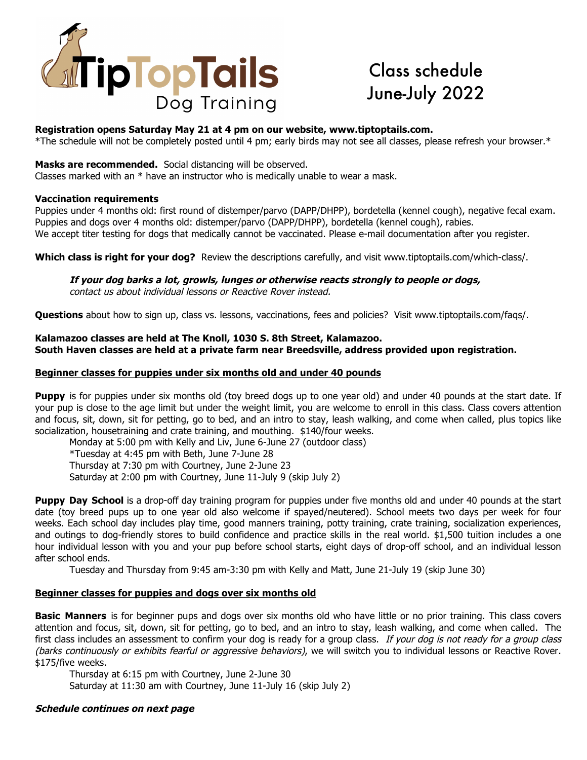# TipTopTails Dog Training

## Class schedule June-July 2022

**Registration opens Saturday May 21 at 4 pm on our website, www.tiptoptails.com.**
*The schedule will not be completely posted until 4 pm; early birds may not see all classes, please refresh your browser.*

**Masks are recommended.** Social distancing will be observed.
Classes marked with an * have an instructor who is medically unable to wear a mask.

**Vaccination requirements**
Puppies under 4 months old: first round of distemper/parvo (DAPP/DHPP), bordetella (kennel cough), negative fecal exam.
Puppies and dogs over 4 months old: distemper/parvo (DAPP/DHPP), bordetella (kennel cough), rabies.
We accept titer testing for dogs that medically cannot be vaccinated. Please e-mail documentation after you register.

**Which class is right for your dog?** Review the descriptions carefully, and visit www.tiptoptails.com/which-class/.

> ***If your dog barks a lot, growls, lunges or otherwise reacts strongly to people or dogs,***
> *contact us about individual lessons or Reactive Rover instead.*

**Questions** about how to sign up, class vs. lessons, vaccinations, fees and policies? Visit www.tiptoptails.com/faqs/.

**Kalamazoo classes are held at The Knoll, 1030 S. 8th Street, Kalamazoo.**
**South Haven classes are held at a private farm near Breedsville, address provided upon registration.**

### Beginner classes for puppies under six months old and under 40 pounds

**Puppy** is for puppies under six months old (toy breed dogs up to one year old) and under 40 pounds at the start date. If your pup is close to the age limit but under the weight limit, you are welcome to enroll in this class. Class covers attention and focus, sit, down, sit for petting, go to bed, and an intro to stay, leash walking, and come when called, plus topics like socialization, housetraining and crate training, and mouthing. $140/four weeks.

- Monday at 5:00 pm with Kelly and Liv, June 6-June 27 (outdoor class)
- *Tuesday at 4:45 pm with Beth, June 7-June 28
- Thursday at 7:30 pm with Courtney, June 2-June 23
- Saturday at 2:00 pm with Courtney, June 11-July 9 (skip July 2)

**Puppy Day School** is a drop-off day training program for puppies under five months old and under 40 pounds at the start date (toy breed pups up to one year old also welcome if spayed/neutered). School meets two days per week for four weeks. Each school day includes play time, good manners training, potty training, crate training, socialization experiences, and outings to dog-friendly stores to build confidence and practice skills in the real world. $1,500 tuition includes a one hour individual lesson with you and your pup before school starts, eight days of drop-off school, and an individual lesson after school ends.

- Tuesday and Thursday from 9:45 am-3:30 pm with Kelly and Matt, June 21-July 19 (skip June 30)

### Beginner classes for puppies and dogs over six months old

**Basic Manners** is for beginner pups and dogs over six months old who have little or no prior training. This class covers attention and focus, sit, down, sit for petting, go to bed, and an intro to stay, leash walking, and come when called. The first class includes an assessment to confirm your dog is ready for a group class. *If your dog is not ready for a group class (barks continuously or exhibits fearful or aggressive behaviors)*, we will switch you to individual lessons or Reactive Rover. $175/five weeks.

- Thursday at 6:15 pm with Courtney, June 2-June 30
- Saturday at 11:30 am with Courtney, June 11-July 16 (skip July 2)

***Schedule continues on next page***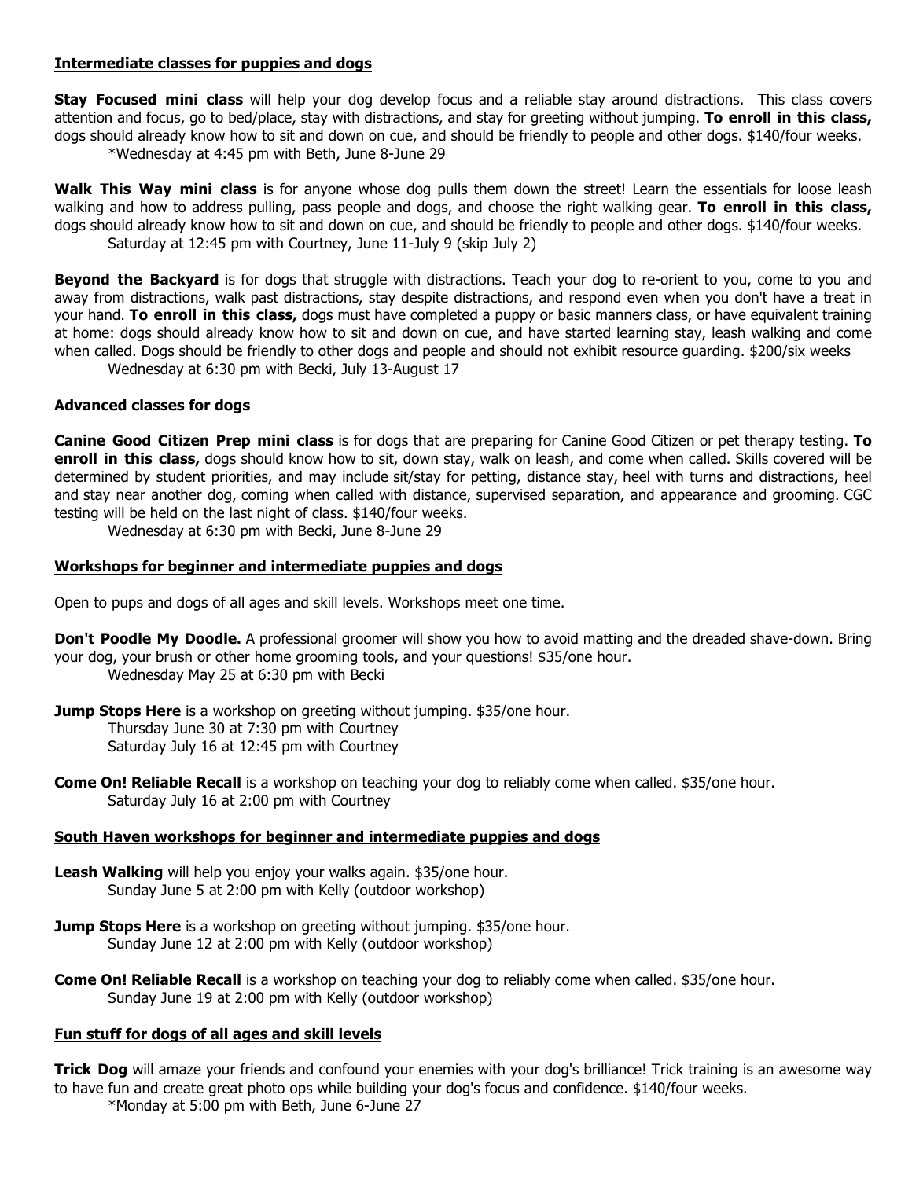## Intermediate classes for puppies and dogs

**Stay Focused mini class** will help your dog develop focus and a reliable stay around distractions. This class covers attention and focus, go to bed/place, stay with distractions, and stay for greeting without jumping. **To enroll in this class,** dogs should already know how to sit and down on cue, and should be friendly to people and other dogs. $140/four weeks.
*Wednesday at 4:45 pm with Beth, June 8-June 29

**Walk This Way mini class** is for anyone whose dog pulls them down the street! Learn the essentials for loose leash walking and how to address pulling, pass people and dogs, and choose the right walking gear. **To enroll in this class,** dogs should already know how to sit and down on cue, and should be friendly to people and other dogs. $140/four weeks.
Saturday at 12:45 pm with Courtney, June 11-July 9 (skip July 2)

**Beyond the Backyard** is for dogs that struggle with distractions. Teach your dog to re-orient to you, come to you and away from distractions, walk past distractions, stay despite distractions, and respond even when you don't have a treat in your hand. **To enroll in this class,** dogs must have completed a puppy or basic manners class, or have equivalent training at home: dogs should already know how to sit and down on cue, and have started learning stay, leash walking and come when called. Dogs should be friendly to other dogs and people and should not exhibit resource guarding. $200/six weeks
Wednesday at 6:30 pm with Becki, July 13-August 17

## Advanced classes for dogs

**Canine Good Citizen Prep mini class** is for dogs that are preparing for Canine Good Citizen or pet therapy testing. **To enroll in this class,** dogs should know how to sit, down stay, walk on leash, and come when called. Skills covered will be determined by student priorities, and may include sit/stay for petting, distance stay, heel with turns and distractions, heel and stay near another dog, coming when called with distance, supervised separation, and appearance and grooming. CGC testing will be held on the last night of class. $140/four weeks.
Wednesday at 6:30 pm with Becki, June 8-June 29

## Workshops for beginner and intermediate puppies and dogs

Open to pups and dogs of all ages and skill levels. Workshops meet one time.

**Don't Poodle My Doodle.** A professional groomer will show you how to avoid matting and the dreaded shave-down. Bring your dog, your brush or other home grooming tools, and your questions! $35/one hour.
Wednesday May 25 at 6:30 pm with Becki

**Jump Stops Here** is a workshop on greeting without jumping. $35/one hour.
Thursday June 30 at 7:30 pm with Courtney
Saturday July 16 at 12:45 pm with Courtney

**Come On! Reliable Recall** is a workshop on teaching your dog to reliably come when called. $35/one hour.
Saturday July 16 at 2:00 pm with Courtney

## South Haven workshops for beginner and intermediate puppies and dogs

**Leash Walking** will help you enjoy your walks again. $35/one hour.
Sunday June 5 at 2:00 pm with Kelly (outdoor workshop)

**Jump Stops Here** is a workshop on greeting without jumping. $35/one hour.
Sunday June 12 at 2:00 pm with Kelly (outdoor workshop)

**Come On! Reliable Recall** is a workshop on teaching your dog to reliably come when called. $35/one hour.
Sunday June 19 at 2:00 pm with Kelly (outdoor workshop)

## Fun stuff for dogs of all ages and skill levels

**Trick Dog** will amaze your friends and confound your enemies with your dog's brilliance! Trick training is an awesome way to have fun and create great photo ops while building your dog's focus and confidence. $140/four weeks.
*Monday at 5:00 pm with Beth, June 6-June 27